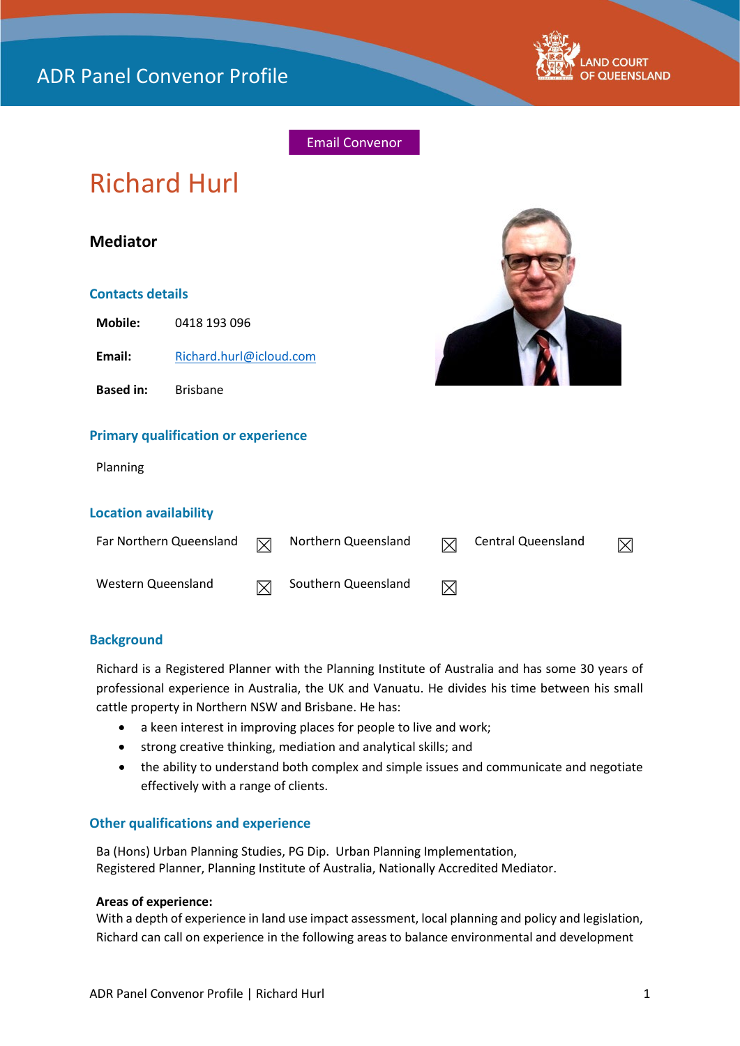# ADR Panel Convenor Profile

Email Convenor

## Richard Hurl

### Mediator

#### Contacts details

**Mobile:** 0418 193 096

**Email:** Richard.hurl@icloud.com

**Based in:** Brisbane

#### Primary qualification or experience

Planning

#### Location availability

| | | | | | |
|---|---|---|---|---|---|
| Far Northern Queensland | ☒ | Northern Queensland | ☒ | Central Queensland | ☒ |
| Western Queensland | ☒ | Southern Queensland | ☒ | | |

#### Background

Richard is a Registered Planner with the Planning Institute of Australia and has some 30 years of professional experience in Australia, the UK and Vanuatu. He divides his time between his small cattle property in Northern NSW and Brisbane. He has:

- a keen interest in improving places for people to live and work;
- strong creative thinking, mediation and analytical skills; and
- the ability to understand both complex and simple issues and communicate and negotiate effectively with a range of clients.

#### Other qualifications and experience

Ba (Hons) Urban Planning Studies, PG Dip. Urban Planning Implementation,
Registered Planner, Planning Institute of Australia, Nationally Accredited Mediator.

**Areas of experience:**
With a depth of experience in land use impact assessment, local planning and policy and legislation, Richard can call on experience in the following areas to balance environmental and development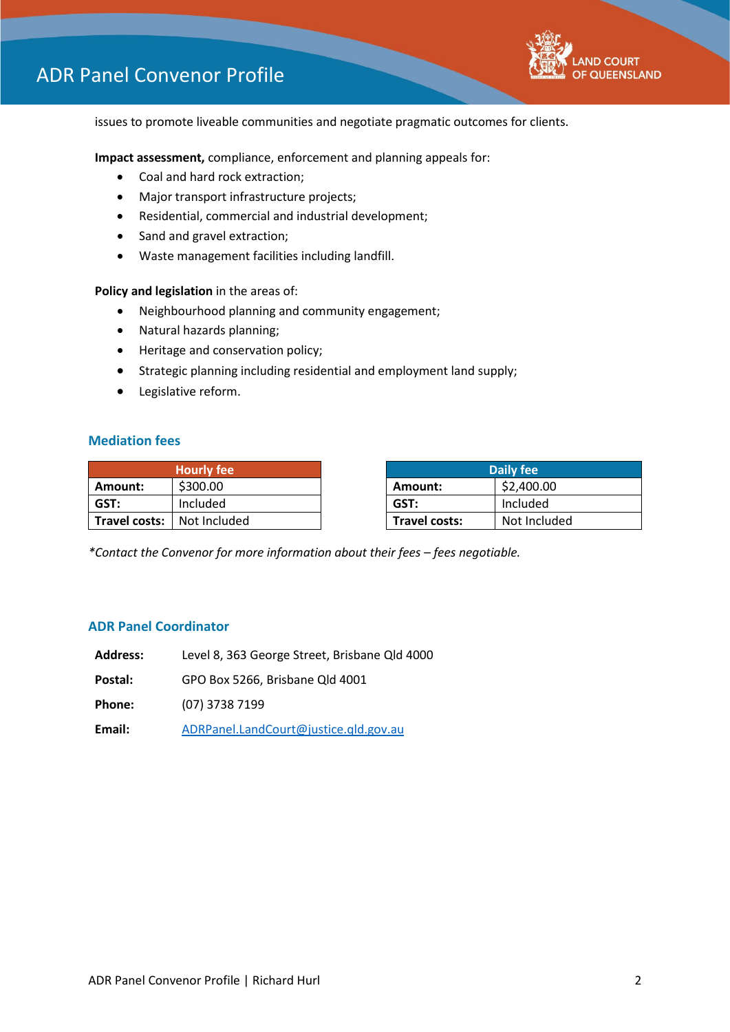issues to promote liveable communities and negotiate pragmatic outcomes for clients.

**Impact assessment,** compliance, enforcement and planning appeals for:

- Coal and hard rock extraction;
- Major transport infrastructure projects;
- Residential, commercial and industrial development;
- Sand and gravel extraction;
- Waste management facilities including landfill.

**Policy and legislation** in the areas of:

- Neighbourhood planning and community engagement;
- Natural hazards planning;
- Heritage and conservation policy;
- Strategic planning including residential and employment land supply;
- Legislative reform.

## Mediation fees

| Hourly fee | |
|---|---|
| **Amount:** | $300.00 |
| **GST:** | Included |
| **Travel costs:** | Not Included |

| Daily fee | |
|---|---|
| **Amount:** | $2,400.00 |
| **GST:** | Included |
| **Travel costs:** | Not Included |

*\*Contact the Convenor for more information about their fees – fees negotiable.*

## ADR Panel Coordinator

**Address:** Level 8, 363 George Street, Brisbane Qld 4000

**Postal:** GPO Box 5266, Brisbane Qld 4001

**Phone:** (07) 3738 7199

**Email:** ADRPanel.LandCourt@justice.qld.gov.au